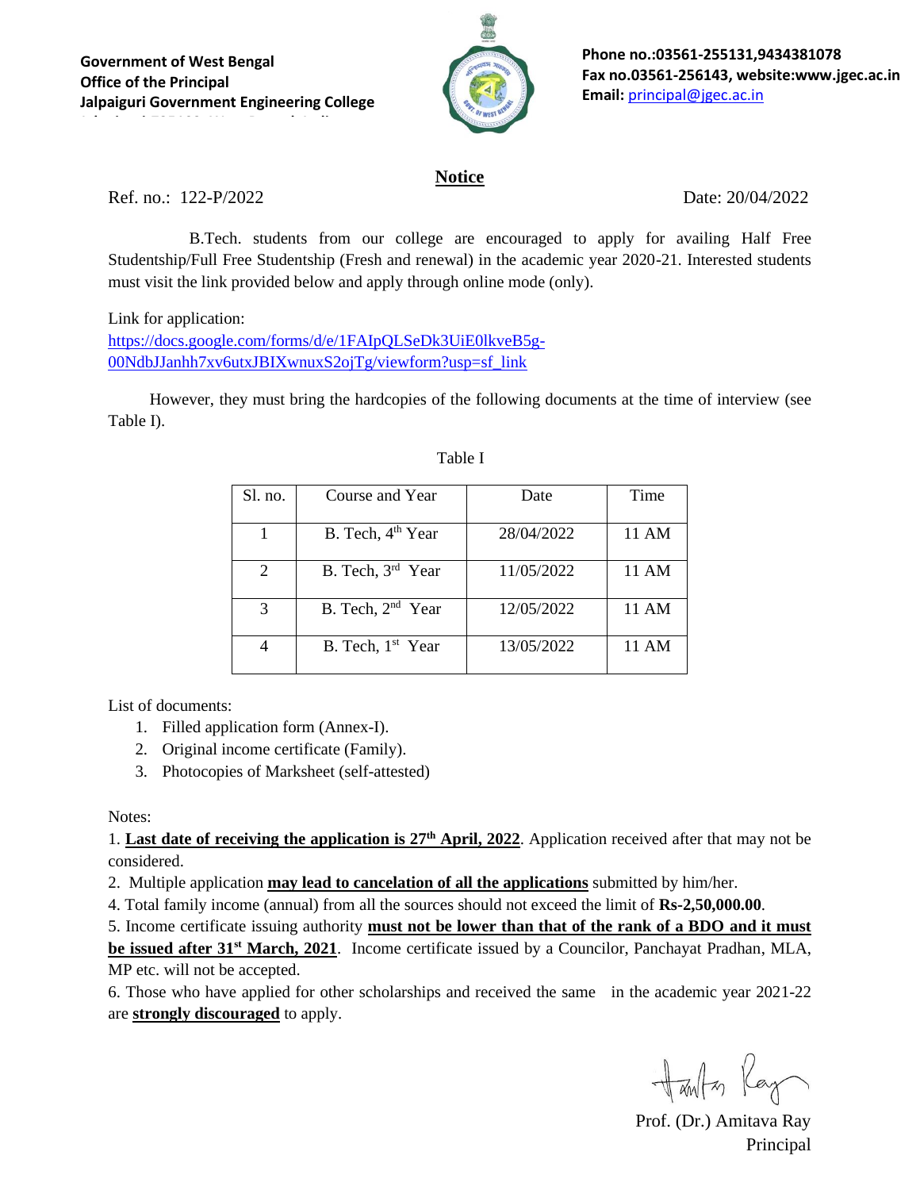Government of West Bengal
Office of the Principal
Jalpaiguri Government Engineering College

Phone no.:03561-255131,9434381078
Fax no.03561-256143, website:www.jgec.ac.in
Email: principal@jgec.ac.in

## Notice

Ref. no.: 122-P/2022 Date: 20/04/2022

B.Tech. students from our college are encouraged to apply for availing Half Free Studentship/Full Free Studentship (Fresh and renewal) in the academic year 2020-21. Interested students must visit the link provided below and apply through online mode (only).

Link for application:
https://docs.google.com/forms/d/e/1FAIpQLSeDk3UiE0lkveB5g-00NdbJJanhh7xv6utxJBIXwnuxS2ojTg/viewform?usp=sf_link

However, they must bring the hardcopies of the following documents at the time of interview (see Table I).

Table I

| Sl. no. | Course and Year | Date | Time |
|---|---|---|---|
| 1 | B. Tech, 4th Year | 28/04/2022 | 11 AM |
| 2 | B. Tech, 3rd Year | 11/05/2022 | 11 AM |
| 3 | B. Tech, 2nd Year | 12/05/2022 | 11 AM |
| 4 | B. Tech, 1st Year | 13/05/2022 | 11 AM |

List of documents:

1. Filled application form (Annex-I).
2. Original income certificate (Family).
3. Photocopies of Marksheet (self-attested)

Notes:

1. **Last date of receiving the application is 27th April, 2022**. Application received after that may not be considered.
2. Multiple application **may lead to cancelation of all the applications** submitted by him/her.
4. Total family income (annual) from all the sources should not exceed the limit of **Rs-2,50,000.00**.
5. Income certificate issuing authority **must not be lower than that of the rank of a BDO and it must be issued after 31st March, 2021**. Income certificate issued by a Councilor, Panchayat Pradhan, MLA, MP etc. will not be accepted.
6. Those who have applied for other scholarships and received the same in the academic year 2021-22 are **strongly discouraged** to apply.

Prof. (Dr.) Amitava Ray
Principal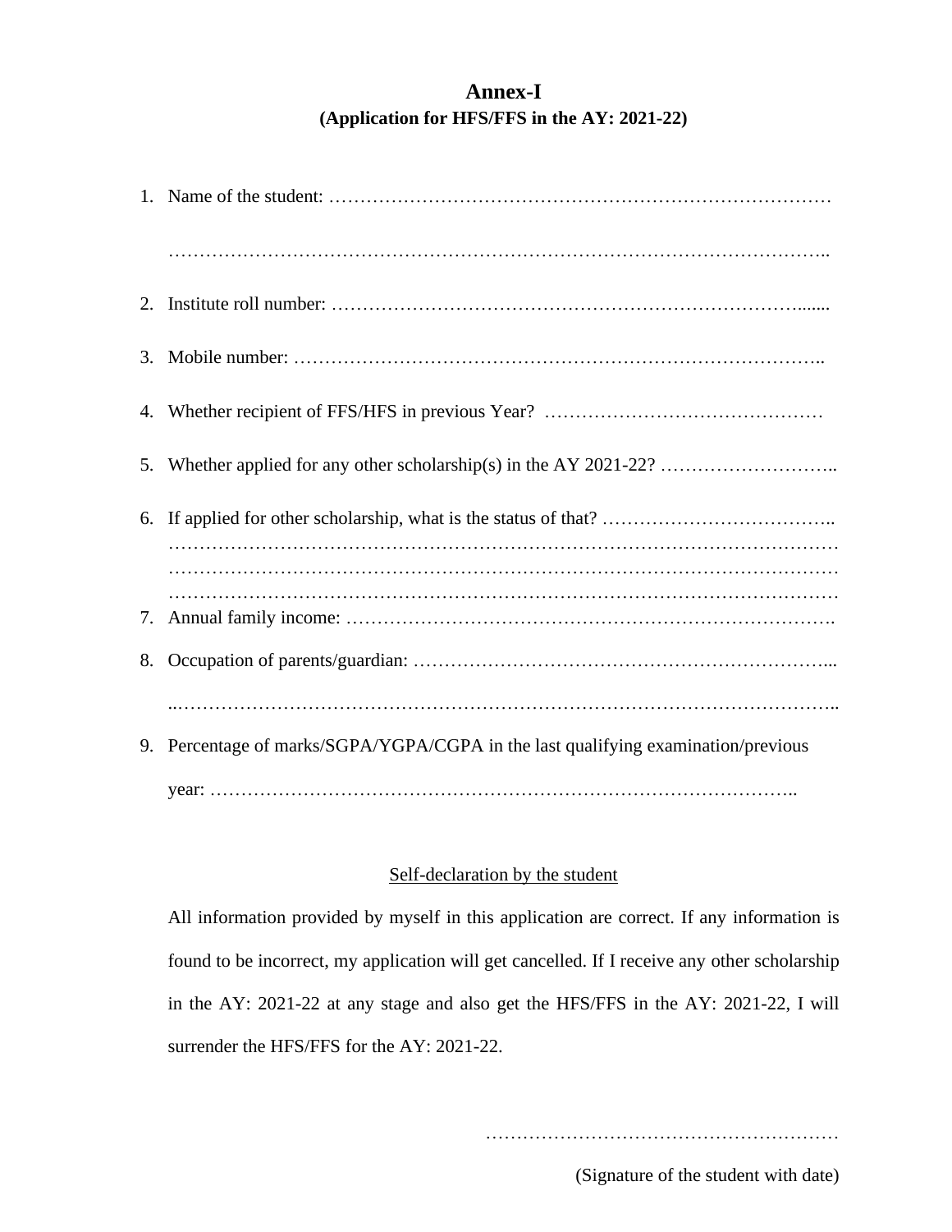# Annex-I

**(Application for HFS/FFS in the AY: 2021-22)**

1. Name of the student: ………………………………………………………………………

   ……………………………………………………………………………………………..

2. Institute roll number: …………………………………………………………………......

3. Mobile number: ………………………………………………………………………..

4. Whether recipient of FFS/HFS in previous Year? ………………………………………

5. Whether applied for any other scholarship(s) in the AY 2021-22? ………………………..

6. If applied for other scholarship, what is the status of that? ……………………………….. …………………………………………………………………………………………… …………………………………………………………………………………………… ……………………………………………………………………………………………

7. Annual family income: …………………………………………………………………….

8. Occupation of parents/guardian: …………………………………………………………...

   ..…………………………………………………………………………………………..

9. Percentage of marks/SGPA/YGPA/CGPA in the last qualifying examination/previous year: …………………………………………………………………………………..

<u>Self-declaration by the student</u>

All information provided by myself in this application are correct. If any information is found to be incorrect, my application will get cancelled. If I receive any other scholarship in the AY: 2021-22 at any stage and also get the HFS/FFS in the AY: 2021-22, I will surrender the HFS/FFS for the AY: 2021-22.

…………………………………………………

(Signature of the student with date)